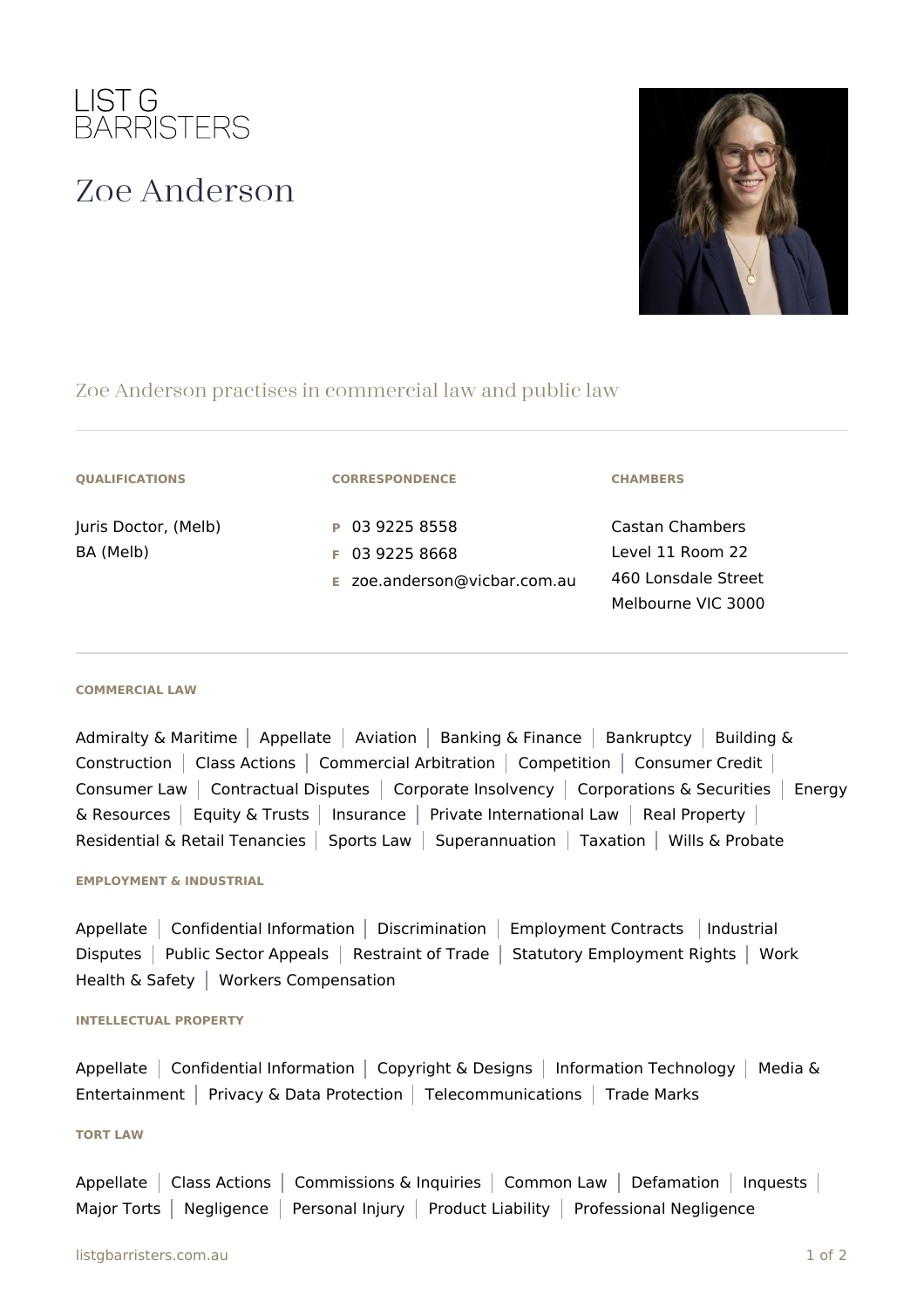LIST G
BARRISTERS

# Zoe Anderson

Zoe Anderson practises in commercial law and public law

---

**QUALIFICATIONS**

Juris Doctor, (Melb)
BA (Melb)

**CORRESPONDENCE**

P 03 9225 8558
F 03 9225 8668
E zoe.anderson@vicbar.com.au

**CHAMBERS**

Castan Chambers
Level 11 Room 22
460 Lonsdale Street
Melbourne VIC 3000

---

### COMMERCIAL LAW

Admiralty & Maritime | Appellate | Aviation | Banking & Finance | Bankruptcy | Building & Construction | Class Actions | Commercial Arbitration | Competition | Consumer Credit | Consumer Law | Contractual Disputes | Corporate Insolvency | Corporations & Securities | Energy & Resources | Equity & Trusts | Insurance | Private International Law | Real Property | Residential & Retail Tenancies | Sports Law | Superannuation | Taxation | Wills & Probate

### EMPLOYMENT & INDUSTRIAL

Appellate | Confidential Information | Discrimination | Employment Contracts | Industrial Disputes | Public Sector Appeals | Restraint of Trade | Statutory Employment Rights | Work Health & Safety | Workers Compensation

### INTELLECTUAL PROPERTY

Appellate | Confidential Information | Copyright & Designs | Information Technology | Media & Entertainment | Privacy & Data Protection | Telecommunications | Trade Marks

### TORT LAW

Appellate | Class Actions | Commissions & Inquiries | Common Law | Defamation | Inquests | Major Torts | Negligence | Personal Injury | Product Liability | Professional Negligence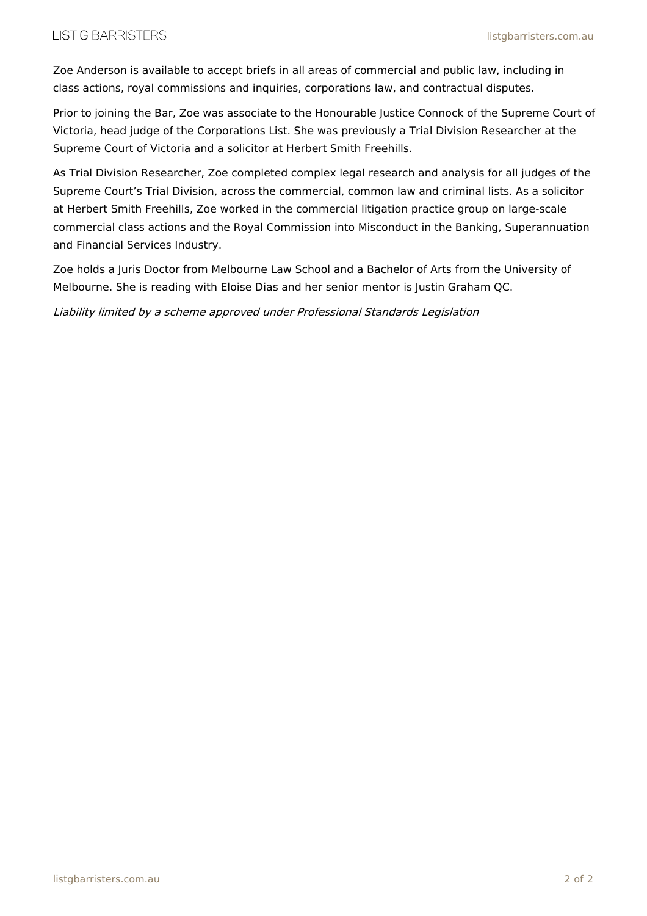Zoe Anderson is available to accept briefs in all areas of commercial and public law, including in class actions, royal commissions and inquiries, corporations law, and contractual disputes.

Prior to joining the Bar, Zoe was associate to the Honourable Justice Connock of the Supreme Court of Victoria, head judge of the Corporations List. She was previously a Trial Division Researcher at the Supreme Court of Victoria and a solicitor at Herbert Smith Freehills.

As Trial Division Researcher, Zoe completed complex legal research and analysis for all judges of the Supreme Court's Trial Division, across the commercial, common law and criminal lists. As a solicitor at Herbert Smith Freehills, Zoe worked in the commercial litigation practice group on large-scale commercial class actions and the Royal Commission into Misconduct in the Banking, Superannuation and Financial Services Industry.

Zoe holds a Juris Doctor from Melbourne Law School and a Bachelor of Arts from the University of Melbourne. She is reading with Eloise Dias and her senior mentor is Justin Graham QC.

*Liability limited by a scheme approved under Professional Standards Legislation*